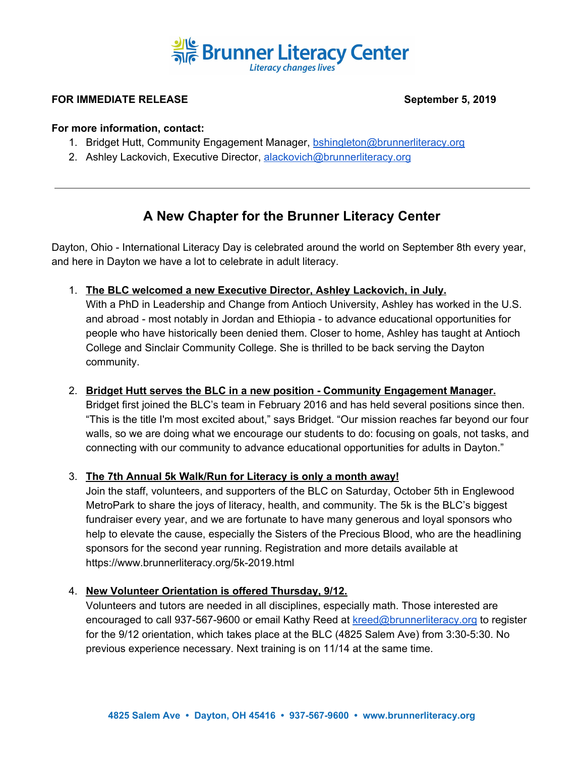# Brunner Literacy Center

*Literacy changes lives*

**FOR IMMEDIATE RELEASE** **September 5, 2019**

**For more information, contact:**

1. Bridget Hutt, Community Engagement Manager, bshingleton@brunnerliteracy.org
2. Ashley Lackovich, Executive Director, alackovich@brunnerliteracy.org

---

## A New Chapter for the Brunner Literacy Center

Dayton, Ohio - International Literacy Day is celebrated around the world on September 8th every year, and here in Dayton we have a lot to celebrate in adult literacy.

1. **The BLC welcomed a new Executive Director, Ashley Lackovich, in July.**
   With a PhD in Leadership and Change from Antioch University, Ashley has worked in the U.S. and abroad - most notably in Jordan and Ethiopia - to advance educational opportunities for people who have historically been denied them. Closer to home, Ashley has taught at Antioch College and Sinclair Community College. She is thrilled to be back serving the Dayton community.

2. **Bridget Hutt serves the BLC in a new position - Community Engagement Manager.**
   Bridget first joined the BLC's team in February 2016 and has held several positions since then. "This is the title I'm most excited about," says Bridget. "Our mission reaches far beyond our four walls, so we are doing what we encourage our students to do: focusing on goals, not tasks, and connecting with our community to advance educational opportunities for adults in Dayton."

3. **The 7th Annual 5k Walk/Run for Literacy is only a month away!**
   Join the staff, volunteers, and supporters of the BLC on Saturday, October 5th in Englewood MetroPark to share the joys of literacy, health, and community. The 5k is the BLC's biggest fundraiser every year, and we are fortunate to have many generous and loyal sponsors who help to elevate the cause, especially the Sisters of the Precious Blood, who are the headlining sponsors for the second year running. Registration and more details available at https://www.brunnerliteracy.org/5k-2019.html

4. **New Volunteer Orientation is offered Thursday, 9/12.**
   Volunteers and tutors are needed in all disciplines, especially math. Those interested are encouraged to call 937-567-9600 or email Kathy Reed at kreed@brunnerliteracy.org to register for the 9/12 orientation, which takes place at the BLC (4825 Salem Ave) from 3:30-5:30. No previous experience necessary. Next training is on 11/14 at the same time.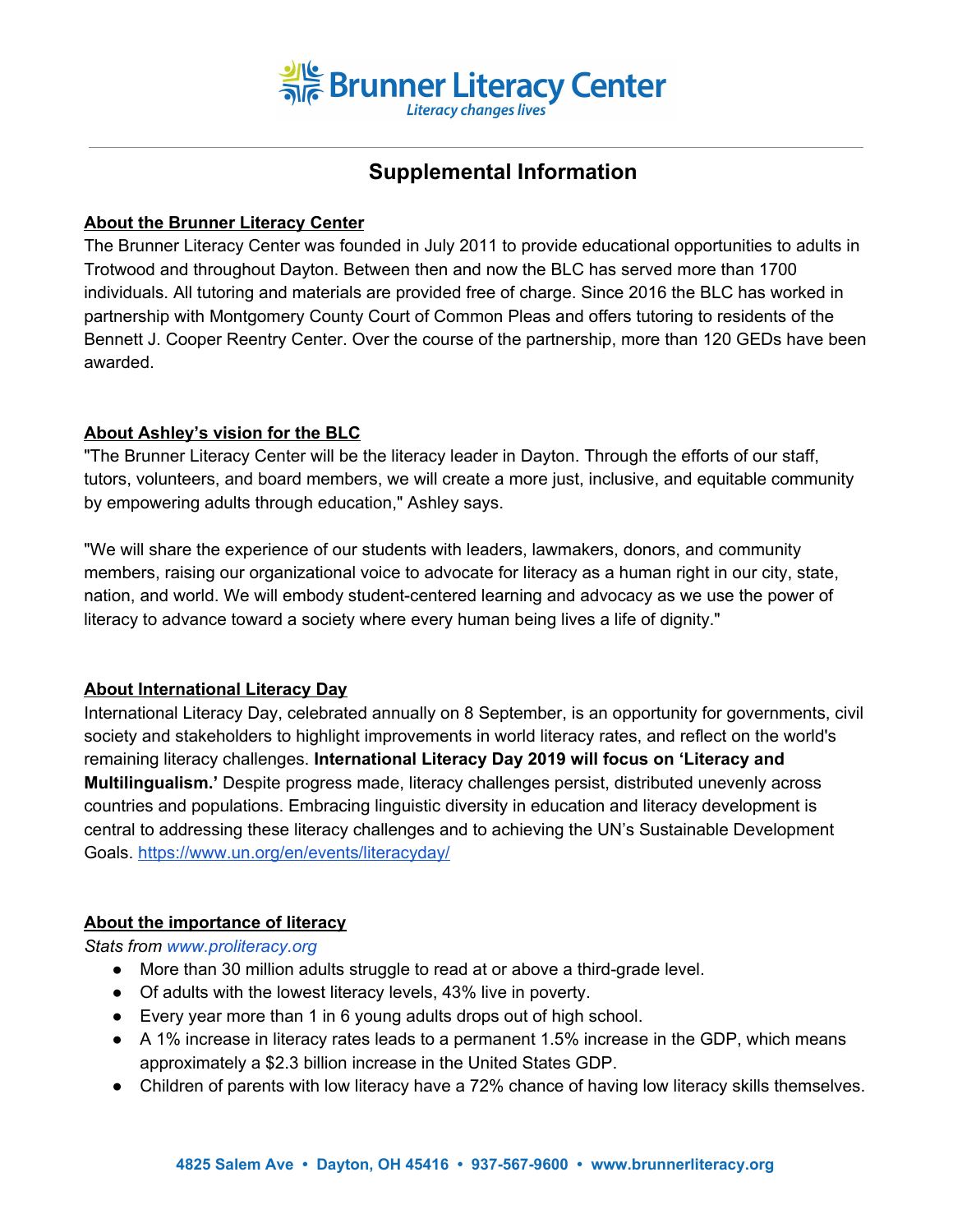# Brunner Literacy Center

*Literacy changes lives*

## Supplemental Information

### About the Brunner Literacy Center

The Brunner Literacy Center was founded in July 2011 to provide educational opportunities to adults in Trotwood and throughout Dayton. Between then and now the BLC has served more than 1700 individuals. All tutoring and materials are provided free of charge. Since 2016 the BLC has worked in partnership with Montgomery County Court of Common Pleas and offers tutoring to residents of the Bennett J. Cooper Reentry Center. Over the course of the partnership, more than 120 GEDs have been awarded.

### About Ashley's vision for the BLC

"The Brunner Literacy Center will be the literacy leader in Dayton. Through the efforts of our staff, tutors, volunteers, and board members, we will create a more just, inclusive, and equitable community by empowering adults through education," Ashley says.

"We will share the experience of our students with leaders, lawmakers, donors, and community members, raising our organizational voice to advocate for literacy as a human right in our city, state, nation, and world. We will embody student-centered learning and advocacy as we use the power of literacy to advance toward a society where every human being lives a life of dignity."

### About International Literacy Day

International Literacy Day, celebrated annually on 8 September, is an opportunity for governments, civil society and stakeholders to highlight improvements in world literacy rates, and reflect on the world's remaining literacy challenges. **International Literacy Day 2019 will focus on 'Literacy and Multilingualism.'** Despite progress made, literacy challenges persist, distributed unevenly across countries and populations. Embracing linguistic diversity in education and literacy development is central to addressing these literacy challenges and to achieving the UN's Sustainable Development Goals. https://www.un.org/en/events/literacyday/

### About the importance of literacy

*Stats from www.proliteracy.org*

- More than 30 million adults struggle to read at or above a third-grade level.
- Of adults with the lowest literacy levels, 43% live in poverty.
- Every year more than 1 in 6 young adults drops out of high school.
- A 1% increase in literacy rates leads to a permanent 1.5% increase in the GDP, which means approximately a $2.3 billion increase in the United States GDP.
- Children of parents with low literacy have a 72% chance of having low literacy skills themselves.

**4825 Salem Ave • Dayton, OH 45416 • 937-567-9600 • www.brunnerliteracy.org**